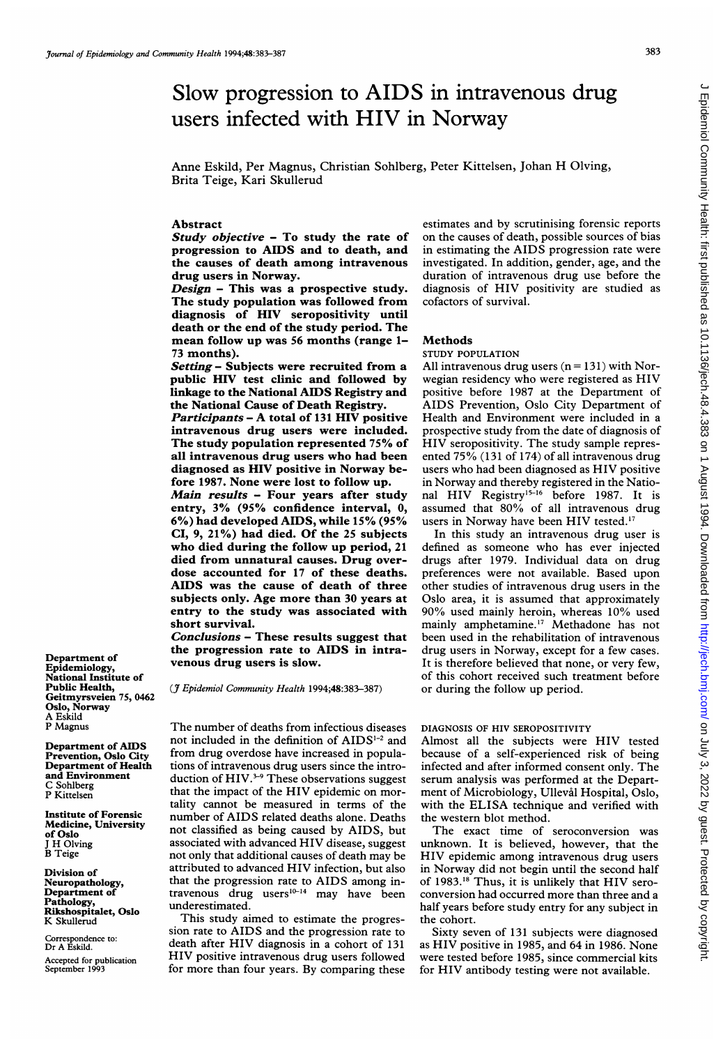# Slow progression to AIDS in intravenous drug users infected with HIV in Norway

Anne Eskild, Per Magnus, Christian Sohlberg, Peter Kittelsen, Johan H Olving, Brita Teige, Kari Skullerud

## Abstract

***Study objective*** – To study the rate of progression to AIDS and to death, and the causes of death among intravenous drug users in Norway.

***Design*** – This was a prospective study. The study population was followed from diagnosis of HIV seropositivity until death or the end of the study period. The mean follow up was 56 months (range 1–73 months).

***Setting*** – Subjects were recruited from a public HIV test clinic and followed by linkage to the National AIDS Registry and the National Cause of Death Registry.

***Participants*** – A total of 131 HIV positive intravenous drug users were included. The study population represented 75% of all intravenous drug users who had been diagnosed as HIV positive in Norway before 1987. None were lost to follow up.

***Main results*** – Four years after study entry, 3% (95% confidence interval, 0, 6%) had developed AIDS, while 15% (95% CI, 9, 21%) had died. Of the 25 subjects who died during the follow up period, 21 died from unnatural causes. Drug overdose accounted for 17 of these deaths. AIDS was the cause of death of three subjects only. Age more than 30 years at entry to the study was associated with short survival.

***Conclusions*** – These results suggest that the progression rate to AIDS in intravenous drug users is slow.

(*J Epidemiol Community Health* 1994;48:383–387)

Department of Epidemiology, National Institute of Public Health, Geitmyrsveien 75, 0462 Oslo, Norway
A Eskild
P Magnus

Department of AIDS Prevention, Oslo City Department of Health and Environment
C Sohlberg
P Kittelsen

Institute of Forensic Medicine, University of Oslo
J H Olving
B Teige

Division of Neuropathology, Department of Pathology, Rikshospitalet, Oslo
K Skullerud

Correspondence to: Dr A Eskild.

Accepted for publication September 1993

The number of deaths from infectious diseases not included in the definition of AIDS[1–2] and from drug overdose have increased in populations of intravenous drug users since the introduction of HIV.[3–9] These observations suggest that the impact of the HIV epidemic on mortality cannot be measured in terms of the number of AIDS related deaths alone. Deaths not classified as being caused by AIDS, but associated with advanced HIV disease, suggest not only that additional causes of death may be attributed to advanced HIV infection, but also that the progression rate to AIDS among intravenous drug users[10–14] may have been underestimated.

This study aimed to estimate the progression rate to AIDS and the progression rate to death after HIV diagnosis in a cohort of 131 HIV positive intravenous drug users followed for more than four years. By comparing these estimates and by scrutinising forensic reports on the causes of death, possible sources of bias in estimating the AIDS progression rate were investigated. In addition, gender, age, and the duration of intravenous drug use before the diagnosis of HIV positivity are studied as cofactors of survival.

## Methods

### STUDY POPULATION

All intravenous drug users (n = 131) with Norwegian residency who were registered as HIV positive before 1987 at the Department of AIDS Prevention, Oslo City Department of Health and Environment were included in a prospective study from the date of diagnosis of HIV seropositivity. The study sample represented 75% (131 of 174) of all intravenous drug users who had been diagnosed as HIV positive in Norway and thereby registered in the National HIV Registry[15–16] before 1987. It is assumed that 80% of all intravenous drug users in Norway have been HIV tested.[17]

In this study an intravenous drug user is defined as someone who has ever injected drugs after 1979. Individual data on drug preferences were not available. Based upon other studies of intravenous drug users in the Oslo area, it is assumed that approximately 90% used mainly heroin, whereas 10% used mainly amphetamine.[17] Methadone has not been used in the rehabilitation of intravenous drug users in Norway, except for a few cases. It is therefore believed that none, or very few, of this cohort received such treatment before or during the follow up period.

### DIAGNOSIS OF HIV SEROPOSITIVITY

Almost all the subjects were HIV tested because of a self-experienced risk of being infected and after informed consent only. The serum analysis was performed at the Department of Microbiology, Ullevål Hospital, Oslo, with the ELISA technique and verified with the western blot method.

The exact time of seroconversion was unknown. It is believed, however, that the HIV epidemic among intravenous drug users in Norway did not begin until the second half of 1983.[18] Thus, it is unlikely that HIV seroconversion had occurred more than three and a half years before study entry for any subject in the cohort.

Sixty seven of 131 subjects were diagnosed as HIV positive in 1985, and 64 in 1986. None were tested before 1985, since commercial kits for HIV antibody testing were not available.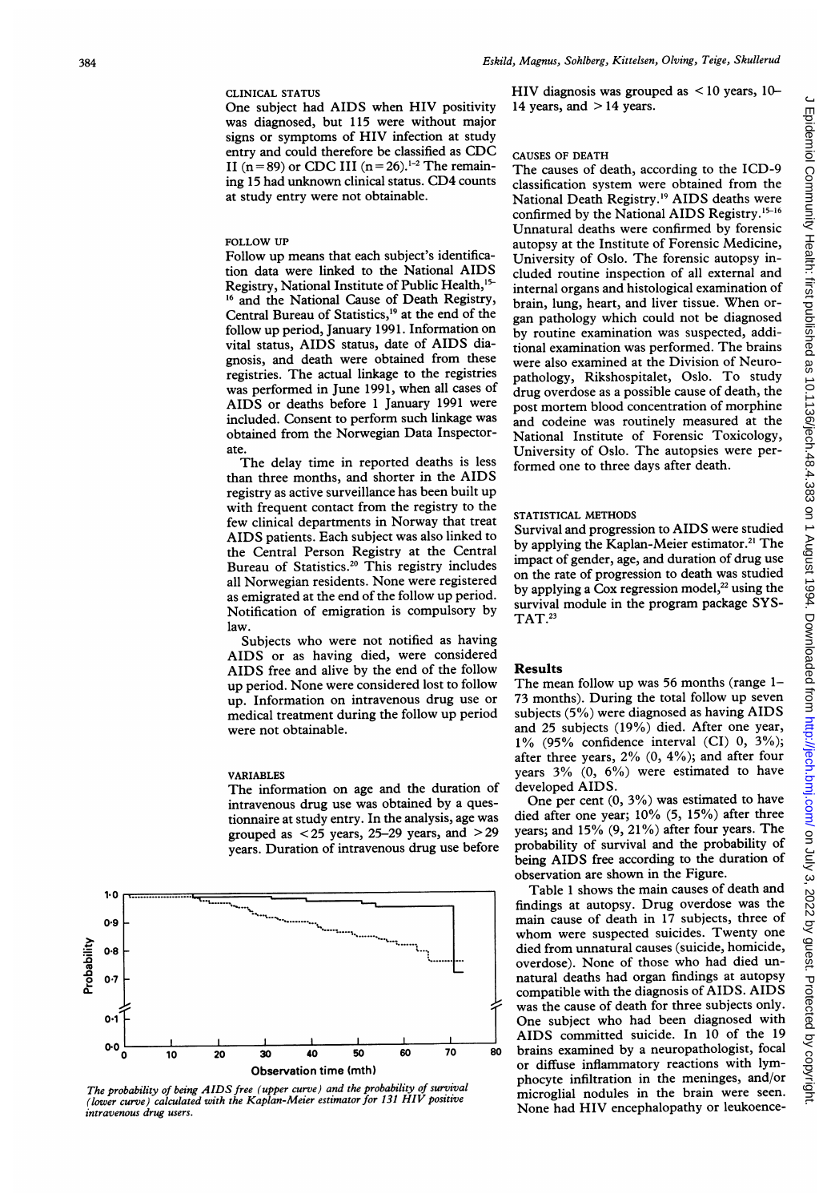CLINICAL STATUS

One subject had AIDS when HIV positivity was diagnosed, but 115 were without major signs or symptoms of HIV infection at study entry and could therefore be classified as CDC II (n=89) or CDC III (n=26).[1-2] The remaining 15 had unknown clinical status. CD4 counts at study entry were not obtainable.

FOLLOW UP

Follow up means that each subject's identification data were linked to the National AIDS Registry, National Institute of Public Health,[15-16] and the National Cause of Death Registry, Central Bureau of Statistics,[19] at the end of the follow up period, January 1991. Information on vital status, AIDS status, date of AIDS diagnosis, and death were obtained from these registries. The actual linkage to the registries was performed in June 1991, when all cases of AIDS or deaths before 1 January 1991 were included. Consent to perform such linkage was obtained from the Norwegian Data Inspectorate.

The delay time in reported deaths is less than three months, and shorter in the AIDS registry as active surveillance has been built up with frequent contact from the registry to the few clinical departments in Norway that treat AIDS patients. Each subject was also linked to the Central Person Registry at the Central Bureau of Statistics.[20] This registry includes all Norwegian residents. None were registered as emigrated at the end of the follow up period. Notification of emigration is compulsory by law.

Subjects who were not notified as having AIDS or as having died, were considered AIDS free and alive by the end of the follow up period. None were considered lost to follow up. Information on intravenous drug use or medical treatment during the follow up period were not obtainable.

VARIABLES

The information on age and the duration of intravenous drug use was obtained by a questionnaire at study entry. In the analysis, age was grouped as <25 years, 25–29 years, and >29 years. Duration of intravenous drug use before HIV diagnosis was grouped as <10 years, 10–14 years, and >14 years.

*The probability of being AIDS free (upper curve) and the probability of survival (lower curve) calculated with the Kaplan-Meier estimator for 131 HIV positive intravenous drug users.*

CAUSES OF DEATH

The causes of death, according to the ICD-9 classification system were obtained from the National Death Registry.[19] AIDS deaths were confirmed by the National AIDS Registry.[15-16] Unnatural deaths were confirmed by forensic autopsy at the Institute of Forensic Medicine, University of Oslo. The forensic autopsy included routine inspection of all external and internal organs and histological examination of brain, lung, heart, and liver tissue. When organ pathology which could not be diagnosed by routine examination was suspected, additional examination was performed. The brains were also examined at the Division of Neuropathology, Rikshospitalet, Oslo. To study drug overdose as a possible cause of death, the post mortem blood concentration of morphine and codeine was routinely measured at the National Institute of Forensic Toxicology, University of Oslo. The autopsies were performed one to three days after death.

STATISTICAL METHODS

Survival and progression to AIDS were studied by applying the Kaplan-Meier estimator.[21] The impact of gender, age, and duration of drug use on the rate of progression to death was studied by applying a Cox regression model,[22] using the survival module in the program package SYSTAT.[23]

## Results

The mean follow up was 56 months (range 1–73 months). During the total follow up seven subjects (5%) were diagnosed as having AIDS and 25 subjects (19%) died. After one year, 1% (95% confidence interval (CI) 0, 3%); after three years, 2% (0, 4%); and after four years 3% (0, 6%) were estimated to have developed AIDS.

One per cent (0, 3%) was estimated to have died after one year; 10% (5, 15%) after three years; and 15% (9, 21%) after four years. The probability of survival and the probability of being AIDS free according to the duration of observation are shown in the Figure.

Table 1 shows the main causes of death and findings at autopsy. Drug overdose was the main cause of death in 17 subjects, three of whom were suspected suicides. Twenty one died from unnatural causes (suicide, homicide, overdose). None of those who had died unnatural deaths had organ findings at autopsy compatible with the diagnosis of AIDS. AIDS was the cause of death for three subjects only. One subject who had been diagnosed with AIDS committed suicide. In 10 of the 19 brains examined by a neuropathologist, focal or diffuse inflammatory reactions with lymphocyte infiltration in the meninges, and/or microglial nodules in the brain were seen. None had HIV encephalopathy or leukoence-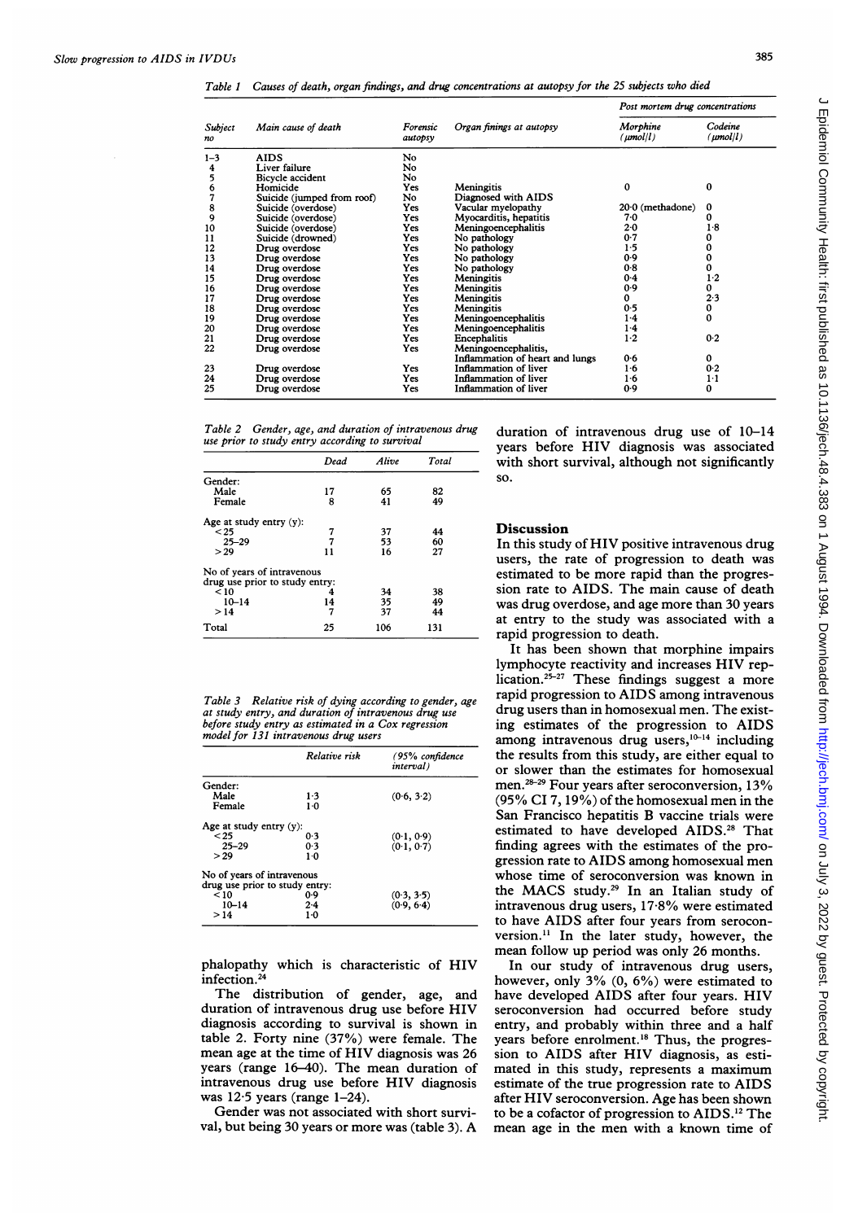*Table 1 Causes of death, organ findings, and drug concentrations at autopsy for the 25 subjects who died*

| Subject no | Main cause of death | Forensic autopsy | Organ finings at autopsy | Post mortem drug concentrations | |
|---|---|---|---|---|---|
| | | | | Morphine ($\mu mol/l$) | Codeine ($\mu mol/l$) |
| 1–3 | AIDS | No | | | |
| 4 | Liver failure | No | | | |
| 5 | Bicycle accident | No | | | |
| 6 | Homicide | Yes | Meningitis | 0 | 0 |
| 7 | Suicide (jumped from roof) | No | Diagnosed with AIDS | | |
| 8 | Suicide (overdose) | Yes | Vacular myelopathy | 20·0 (methadone) | 0 |
| 9 | Suicide (overdose) | Yes | Myocarditis, hepatitis | 7·0 | 0 |
| 10 | Suicide (overdose) | Yes | Meningoencephalitis | 2·0 | 1·8 |
| 11 | Suicide (drowned) | Yes | No pathology | 0·7 | 0 |
| 12 | Drug overdose | Yes | No pathology | 1·5 | 0 |
| 13 | Drug overdose | Yes | No pathology | 0·9 | 0 |
| 14 | Drug overdose | Yes | No pathology | 0·8 | 0 |
| 15 | Drug overdose | Yes | Meningitis | 0·4 | 1·2 |
| 16 | Drug overdose | Yes | Meningitis | 0·9 | 0 |
| 17 | Drug overdose | Yes | Meningitis | 0 | 2·3 |
| 18 | Drug overdose | Yes | Meningitis | 0·5 | 0 |
| 19 | Drug overdose | Yes | Meningoencephalitis | 1·4 | 0 |
| 20 | Drug overdose | Yes | Meningoencephalitis | 1·4 | |
| 21 | Drug overdose | Yes | Encephalitis | 1·2 | 0·2 |
| 22 | Drug overdose | Yes | Meningoencephalitis, Inflammation of heart and lungs | 0·6 | 0 |
| 23 | Drug overdose | Yes | Inflammation of liver | 1·6 | 0·2 |
| 24 | Drug overdose | Yes | Inflammation of liver | 1·6 | 1·1 |
| 25 | Drug overdose | Yes | Inflammation of liver | 0·9 | 0 |

*Table 2 Gender, age, and duration of intravenous drug use prior to study entry according to survival*

| | Dead | Alive | Total |
|---|---|---|---|
| Gender: | | | |
| Male | 17 | 65 | 82 |
| Female | 8 | 41 | 49 |
| Age at study entry (y): | | | |
| <25 | 7 | 37 | 44 |
| 25–29 | 7 | 53 | 60 |
| >29 | 11 | 16 | 27 |
| No of years of intravenous drug use prior to study entry: | | | |
| <10 | 4 | 34 | 38 |
| 10–14 | 14 | 35 | 49 |
| >14 | 7 | 37 | 44 |
| Total | 25 | 106 | 131 |

*Table 3 Relative risk of dying according to gender, age at study entry, and duration of intravenous drug use before study entry as estimated in a Cox regression model for 131 intravenous drug users*

| | Relative risk | (95% confidence interval) |
|---|---|---|
| Gender: | | |
| Male | 1·3 | (0·6, 3·2) |
| Female | 1·0 | |
| Age at study entry (y): | | |
| <25 | 0·3 | (0·1, 0·9) |
| 25–29 | 0·3 | (0·1, 0·7) |
| >29 | 1·0 | |
| No of years of intravenous drug use prior to study entry: | | |
| <10 | 0·9 | (0·3, 3·5) |
| 10–14 | 2·4 | (0·9, 6·4) |
| >14 | 1·0 | |

phalopathy which is characteristic of HIV infection.[24]

The distribution of gender, age, and duration of intravenous drug use before HIV diagnosis according to survival is shown in table 2. Forty nine (37%) were female. The mean age at the time of HIV diagnosis was 26 years (range 16–40). The mean duration of intravenous drug use before HIV diagnosis was 12·5 years (range 1–24).

Gender was not associated with short survival, but being 30 years or more was (table 3). A duration of intravenous drug use of 10–14 years before HIV diagnosis was associated with short survival, although not significantly so.

## Discussion

In this study of HIV positive intravenous drug users, the rate of progression to death was estimated to be more rapid than the progression rate to AIDS. The main cause of death was drug overdose, and age more than 30 years at entry to the study was associated with a rapid progression to death.

It has been shown that morphine impairs lymphocyte reactivity and increases HIV replication.[25–27] These findings suggest a more rapid progression to AIDS among intravenous drug users than in homosexual men. The existing estimates of the progression to AIDS among intravenous drug users,[10–14] including the results from this study, are either equal to or slower than the estimates for homosexual men.[28–29] Four years after seroconversion, 13% (95% CI 7, 19%) of the homosexual men in the San Francisco hepatitis B vaccine trials were estimated to have developed AIDS.[28] That finding agrees with the estimates of the progression rate to AIDS among homosexual men whose time of seroconversion was known in the MACS study.[29] In an Italian study of intravenous drug users, 17·8% were estimated to have AIDS after four years from seroconversion.[11] In the later study, however, the mean follow up period was only 26 months.

In our study of intravenous drug users, however, only 3% (0, 6%) were estimated to have developed AIDS after four years. HIV seroconversion had occurred before study entry, and probably within three and a half years before enrolment.[18] Thus, the progression to AIDS after HIV diagnosis, as estimated in this study, represents a maximum estimate of the true progression rate to AIDS after HIV seroconversion. Age has been shown to be a cofactor of progression to AIDS.[12] The mean age in the men with a known time of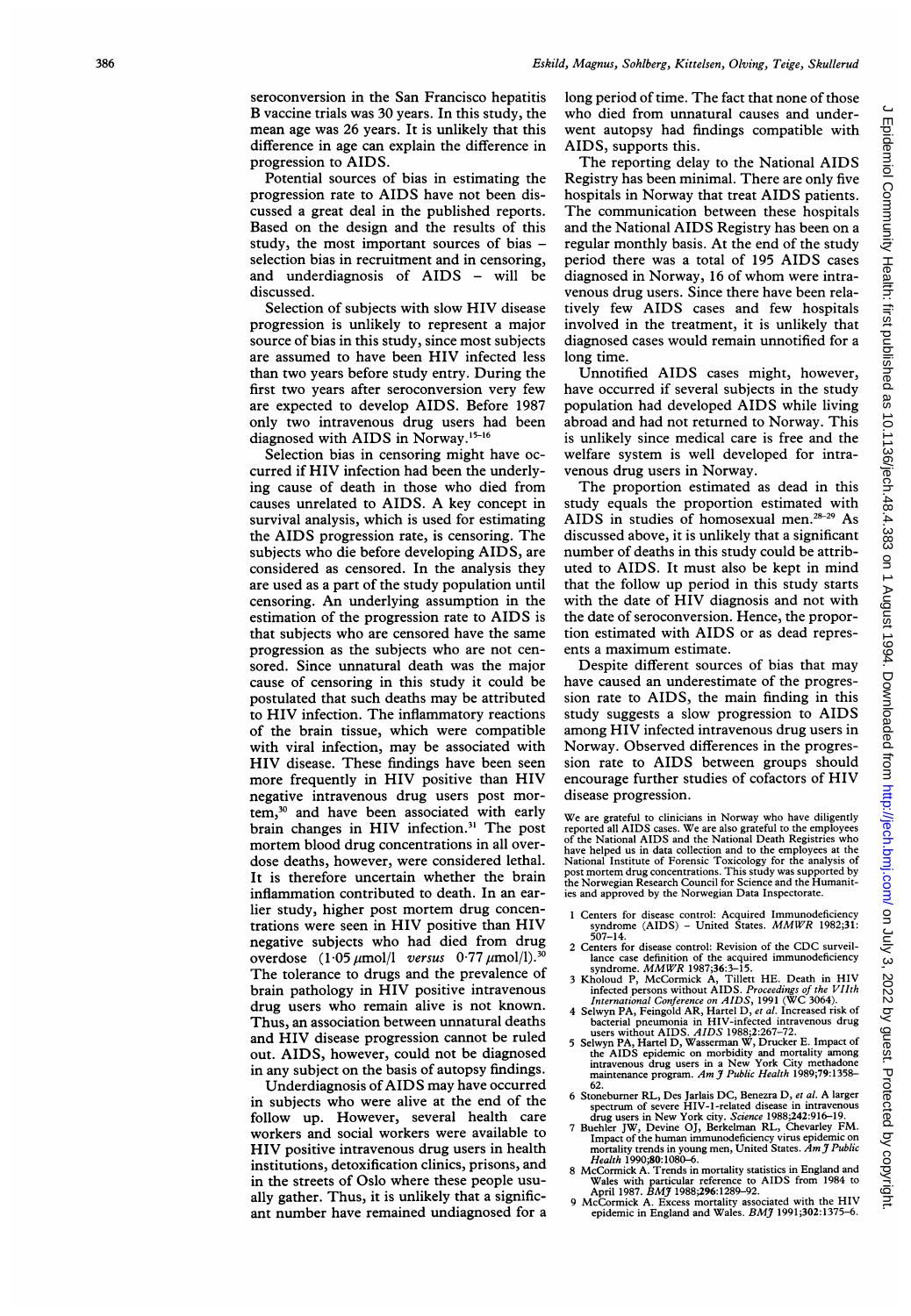seroconversion in the San Francisco hepatitis B vaccine trials was 30 years. In this study, the mean age was 26 years. It is unlikely that this difference in age can explain the difference in progression to AIDS.

Potential sources of bias in estimating the progression rate to AIDS have not been discussed a great deal in the published reports. Based on the design and the results of this study, the most important sources of bias – selection bias in recruitment and in censoring, and underdiagnosis of AIDS – will be discussed.

Selection of subjects with slow HIV disease progression is unlikely to represent a major source of bias in this study, since most subjects are assumed to have been HIV infected less than two years before study entry. During the first two years after seroconversion very few are expected to develop AIDS. Before 1987 only two intravenous drug users had been diagnosed with AIDS in Norway.[15–16]

Selection bias in censoring might have occurred if HIV infection had been the underlying cause of death in those who died from causes unrelated to AIDS. A key concept in survival analysis, which is used for estimating the AIDS progression rate, is censoring. The subjects who die before developing AIDS, are considered as censored. In the analysis they are used as a part of the study population until censoring. An underlying assumption in the estimation of the progression rate to AIDS is that subjects who are censored have the same progression as the subjects who are not censored. Since unnatural death was the major cause of censoring in this study it could be postulated that such deaths may be attributed to HIV infection. The inflammatory reactions of the brain tissue, which were compatible with viral infection, may be associated with HIV disease. These findings have been seen more frequently in HIV positive than HIV negative intravenous drug users post mortem,[30] and have been associated with early brain changes in HIV infection.[31] The post mortem blood drug concentrations in all overdose deaths, however, were considered lethal. It is therefore uncertain whether the brain inflammation contributed to death. In an earlier study, higher post mortem drug concentrations were seen in HIV positive than HIV negative subjects who had died from drug overdose (1·05 μmol/l *versus* 0·77 μmol/l).[30] The tolerance to drugs and the prevalence of brain pathology in HIV positive intravenous drug users who remain alive is not known. Thus, an association between unnatural deaths and HIV disease progression cannot be ruled out. AIDS, however, could not be diagnosed in any subject on the basis of autopsy findings.

Underdiagnosis of AIDS may have occurred in subjects who were alive at the end of the follow up. However, several health care workers and social workers were available to HIV positive intravenous drug users in health institutions, detoxification clinics, prisons, and in the streets of Oslo where these people usually gather. Thus, it is unlikely that a significant number have remained undiagnosed for a long period of time. The fact that none of those who died from unnatural causes and underwent autopsy had findings compatible with AIDS, supports this.

The reporting delay to the National AIDS Registry has been minimal. There are only five hospitals in Norway that treat AIDS patients. The communication between these hospitals and the National AIDS Registry has been on a regular monthly basis. At the end of the study period there was a total of 195 AIDS cases diagnosed in Norway, 16 of whom were intravenous drug users. Since there have been relatively few AIDS cases and few hospitals involved in the treatment, it is unlikely that diagnosed cases would remain unnotified for a long time.

Unnotified AIDS cases might, however, have occurred if several subjects in the study population had developed AIDS while living abroad and had not returned to Norway. This is unlikely since medical care is free and the welfare system is well developed for intravenous drug users in Norway.

The proportion estimated as dead in this study equals the proportion estimated with AIDS in studies of homosexual men.[28–29] As discussed above, it is unlikely that a significant number of deaths in this study could be attributed to AIDS. It must also be kept in mind that the follow up period in this study starts with the date of HIV diagnosis and not with the date of seroconversion. Hence, the proportion estimated with AIDS or as dead represents a maximum estimate.

Despite different sources of bias that may have caused an underestimate of the progression rate to AIDS, the main finding in this study suggests a slow progression to AIDS among HIV infected intravenous drug users in Norway. Observed differences in the progression rate to AIDS between groups should encourage further studies of cofactors of HIV disease progression.

We are grateful to clinicians in Norway who have diligently reported all AIDS cases. We are also grateful to the employees of the National AIDS and the National Death Registries who have helped us in data collection and to the employees at the National Institute of Forensic Toxicology for the analysis of post mortem drug concentrations. This study was supported by the Norwegian Research Council for Science and the Humanities and approved by the Norwegian Data Inspectorate.

1. Centers for disease control: Acquired Immunodeficiency syndrome (AIDS) – United States. *MMWR* 1982;**31**: 507–14.
2. Centers for disease control: Revision of the CDC surveillance case definition of the acquired immunodeficiency syndrome. *MMWR* 1987;**36**:3–15.
3. Kholoud P, McCormick A, Tillett HE. Death in HIV infected persons without AIDS. *Proceedings of the VIIth International Conference on AIDS*, 1991 (WC 3064).
4. Selwyn PA, Feingold AR, Hartel D, *et al*. Increased risk of bacterial pneumonia in HIV-infected intravenous drug users without AIDS. *AIDS* 1988;**2**:267–72.
5. Selwyn PA, Hartel D, Wasserman W, Drucker E. Impact of the AIDS epidemic on morbidity and mortality among intravenous drug users in a New York City methadone maintenance program. *Am J Public Health* 1989;**79**:1358–62.
6. Stoneburner RL, Des Jarlais DC, Benezra D, *et al*. A larger spectrum of severe HIV-1-related disease in intravenous drug users in New York city. *Science* 1988;**242**:916–19.
7. Buehler JW, Devine OJ, Berkelman RL, Chevarley FM. Impact of the human immunodeficiency virus epidemic on mortality trends in young men, United States. *Am J Public Health* 1990;**80**:1080–6.
8. McCormick A. Trends in mortality statistics in England and Wales with particular reference to AIDS from 1984 to April 1987. *BMJ* 1988;**296**:1289–92.
9. McCormick A. Excess mortality associated with the HIV epidemic in England and Wales. *BMJ* 1991;**302**:1375–6.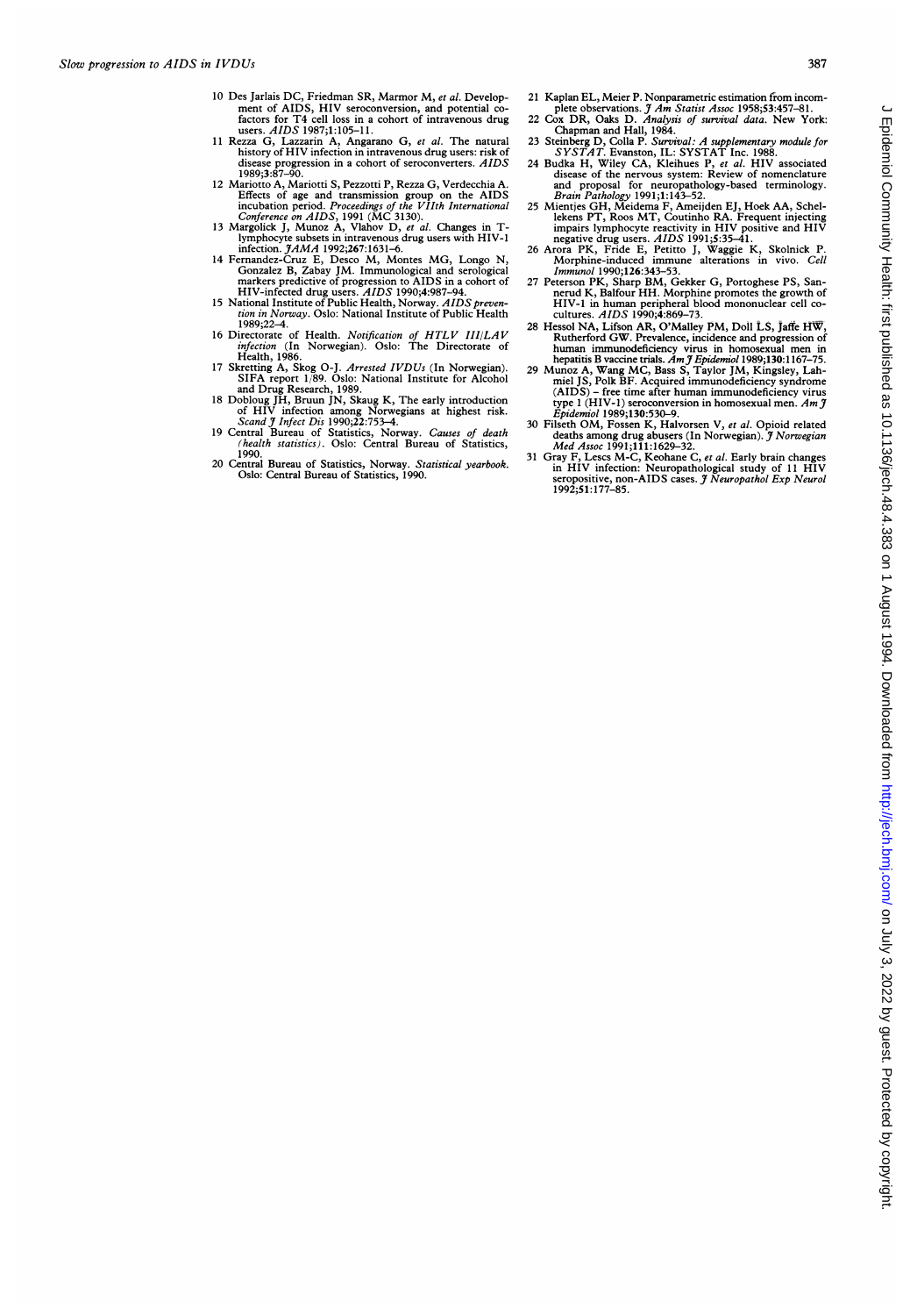10 Des Jarlais DC, Friedman SR, Marmor M, *et al.* Development of AIDS, HIV seroconversion, and potential cofactors for T4 cell loss in a cohort of intravenous drug users. *AIDS* 1987;1:105–11.

11 Rezza G, Lazzarin A, Angarano G, *et al.* The natural history of HIV infection in intravenous drug users: risk of disease progression in a cohort of seroconverters. *AIDS* 1989;3:87–90.

12 Mariotto A, Mariotti S, Pezzotti P, Rezza G, Verdecchia A. Effects of age and transmission group on the AIDS incubation period. *Proceedings of the VIIth International Conference on AIDS*, 1991 (MC 3130).

13 Margolick J, Munoz A, Vlahov D, *et al.* Changes in T-lymphocyte subsets in intravenous drug users with HIV-1 infection. *JAMA* 1992;267:1631–6.

14 Fernandez-Cruz E, Desco M, Montes MG, Longo N, Gonzalez B, Zabay JM. Immunological and serological markers predictive of progression to AIDS in a cohort of HIV-infected drug users. *AIDS* 1990;4:987–94.

15 National Institute of Public Health, Norway. *AIDS prevention in Norway*. Oslo: National Institute of Public Health 1989;22–4.

16 Directorate of Health. *Notification of HTLV III/LAV infection* (In Norwegian). Oslo: The Directorate of Health, 1986.

17 Skretting A, Skog O-J. *Arrested IVDUs* (In Norwegian). SIFA report 1/89. Oslo: National Institute for Alcohol and Drug Research, 1989.

18 Dobloug JH, Bruun JN, Skaug K, The early introduction of HIV infection among Norwegians at highest risk. *Scand J Infect Dis* 1990;22:753–4.

19 Central Bureau of Statistics, Norway. *Causes of death (health statistics)*. Oslo: Central Bureau of Statistics, 1990.

20 Central Bureau of Statistics, Norway. *Statistical yearbook*. Oslo: Central Bureau of Statistics, 1990.

21 Kaplan EL, Meier P. Nonparametric estimation from incomplete observations. *J Am Statist Assoc* 1958;53:457–81.

22 Cox DR, Oaks D. *Analysis of survival data*. New York: Chapman and Hall, 1984.

23 Steinberg D, Colla P. *Survival: A supplementary module for SYSTAT*. Evanston, IL: SYSTAT Inc. 1988.

24 Budka H, Wiley CA, Kleihues P, *et al.* HIV associated disease of the nervous system: Review of nomenclature and proposal for neuropathology-based terminology. *Brain Pathology* 1991;1:143–52.

25 Mientjes GH, Meidema F, Ameijden EJ, Hoek AA, Schellekens PT, Roos MT, Coutinho RA. Frequent injecting impairs lymphocyte reactivity in HIV positive and HIV negative drug users. *AIDS* 1991;5:35–41.

26 Arora PK, Fride E, Petitto J, Waggie K, Skolnick P. Morphine-induced immune alterations in vivo. *Cell Immunol* 1990;126:343–53.

27 Peterson PK, Sharp BM, Gekker G, Portoghese PS, Sannerud K, Balfour HH. Morphine promotes the growth of HIV-1 in human peripheral blood mononuclear cell cocultures. *AIDS* 1990;4:869–73.

28 Hessol NA, Lifson AR, O'Malley PM, Doll LS, Jaffe HW, Rutherford GW. Prevalence, incidence and progression of human immunodeficiency virus in homosexual men in hepatitis B vaccine trials. *Am J Epidemiol* 1989;130:1167–75.

29 Munoz A, Wang MC, Bass S, Taylor JM, Kingsley, Lahmiel JS, Polk BF. Acquired immunodeficiency syndrome (AIDS) – free time after human immunodeficiency virus type 1 (HIV-1) seroconversion in homosexual men. *Am J Epidemiol* 1989;130:530–9.

30 Filseth OM, Fossen K, Halvorsen V, *et al.* Opioid related deaths among drug abusers (In Norwegian). *J Norwegian Med Assoc* 1991;111:1629–32.

31 Gray F, Lescs M-C, Keohane C, *et al.* Early brain changes in HIV infection: Neuropathological study of 11 HIV seropositive, non-AIDS cases. *J Neuropathol Exp Neurol* 1992;51:177–85.